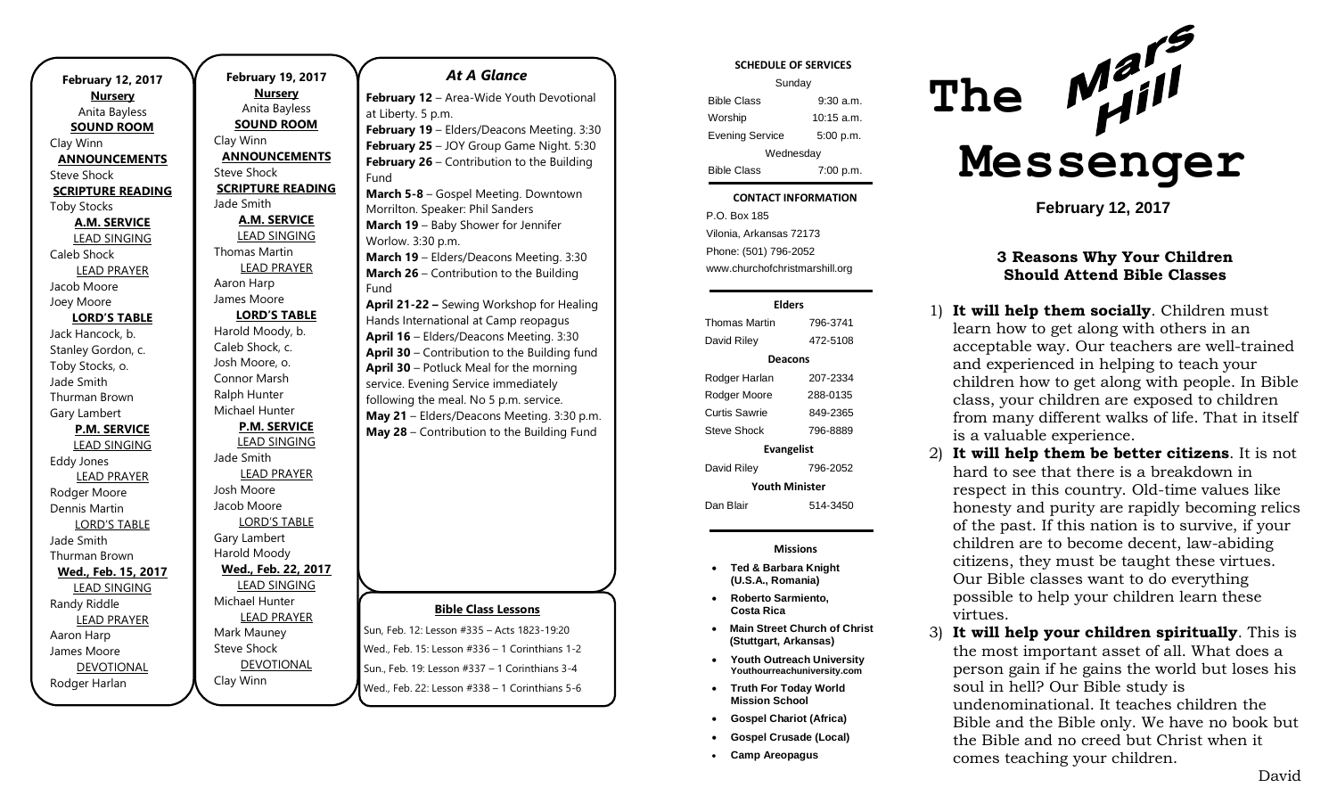**February 12, 2017**

**Nursery**
Anita Bayless

**SOUND ROOM**
Clay Winn

**ANNOUNCEMENTS**
Steve Shock

**SCRIPTURE READING**
Toby Stocks

**A.M. SERVICE**

LEAD SINGING
Caleb Shock

LEAD PRAYER
Jacob Moore
Joey Moore

**LORD'S TABLE**
Jack Hancock, b.
Stanley Gordon, c.
Toby Stocks, o.
Jade Smith
Thurman Brown
Gary Lambert

**P.M. SERVICE**

LEAD SINGING
Eddy Jones

LEAD PRAYER
Rodger Moore
Dennis Martin

LORD'S TABLE
Jade Smith
Thurman Brown

**Wed., Feb. 15, 2017**

LEAD SINGING
Randy Riddle

LEAD PRAYER
Aaron Harp
James Moore

DEVOTIONAL
Rodger Harlan

**February 19, 2017**

**Nursery**
Anita Bayless

**SOUND ROOM**
Clay Winn

**ANNOUNCEMENTS**
Steve Shock

**SCRIPTURE READING**
Jade Smith

**A.M. SERVICE**

LEAD SINGING
Thomas Martin

LEAD PRAYER
Aaron Harp
James Moore

**LORD'S TABLE**
Harold Moody, b.
Caleb Shock, c.
Josh Moore, o.
Connor Marsh
Ralph Hunter
Michael Hunter

**P.M. SERVICE**

LEAD SINGING
Jade Smith

LEAD PRAYER
Josh Moore
Jacob Moore

LORD'S TABLE
Gary Lambert
Harold Moody

**Wed., Feb. 22, 2017**

LEAD SINGING
Michael Hunter

LEAD PRAYER
Mark Mauney
Steve Shock

DEVOTIONAL
Clay Winn

## *At A Glance*

**February 12** – Area-Wide Youth Devotional at Liberty. 5 p.m.
**February 19** – Elders/Deacons Meeting. 3:30
**February 25** – JOY Group Game Night. 5:30
**February 26** – Contribution to the Building Fund
**March 5-8** – Gospel Meeting. Downtown Morrilton. Speaker: Phil Sanders
**March 19** – Baby Shower for Jennifer Worlow. 3:30 p.m.
**March 19** – Elders/Deacons Meeting. 3:30
**March 26** – Contribution to the Building Fund
**April 21-22 –** Sewing Workshop for Healing Hands International at Camp reopagus
**April 16** – Elders/Deacons Meeting. 3:30
**April 30** – Contribution to the Building fund
**April 30** – Potluck Meal for the morning service. Evening Service immediately following the meal. No 5 p.m. service.
**May 21** – Elders/Deacons Meeting. 3:30 p.m.
**May 28** – Contribution to the Building Fund

**Bible Class Lessons**

Sun, Feb. 12: Lesson #335 – Acts 1823-19:20
Wed., Feb. 15: Lesson #336 – 1 Corinthians 1-2
Sun., Feb. 19: Lesson #337 – 1 Corinthians 3-4
Wed., Feb. 22: Lesson #338 – 1 Corinthians 5-6

**SCHEDULE OF SERVICES**

| | |
|---|---|
| Sunday | |
| Bible Class | 9:30 a.m. |
| Worship | 10:15 a.m. |
| Evening Service | 5:00 p.m. |
| Wednesday | |
| Bible Class | 7:00 p.m. |

**CONTACT INFORMATION**

P.O. Box 185
Vilonia, Arkansas 72173
Phone: (501) 796-2052
www.churchofchristmarshill.org

**Elders**

| | |
|---|---|
| Thomas Martin | 796-3741 |
| David Riley | 472-5108 |

**Deacons**

| | |
|---|---|
| Rodger Harlan | 207-2334 |
| Rodger Moore | 288-0135 |
| Curtis Sawrie | 849-2365 |
| Steve Shock | 796-8889 |

**Evangelist**

| | |
|---|---|
| David Riley | 796-2052 |

**Youth Minister**

| | |
|---|---|
| Dan Blair | 514-3450 |

**Missions**

- **Ted & Barbara Knight (U.S.A., Romania)**
- **Roberto Sarmiento, Costa Rica**
- **Main Street Church of Christ (Stuttgart, Arkansas)**
- **Youth Outreach University** Youthourreachuniversity.com
- **Truth For Today World Mission School**
- **Gospel Chariot (Africa)**
- **Gospel Crusade (Local)**
- **Camp Areopagus**

# The Mars Hill Messenger

**February 12, 2017**

### 3 Reasons Why Your Children Should Attend Bible Classes

1) **It will help them socially**. Children must learn how to get along with others in an acceptable way. Our teachers are well-trained and experienced in helping to teach your children how to get along with people. In Bible class, your children are exposed to children from many different walks of life. That in itself is a valuable experience.
2) **It will help them be better citizens**. It is not hard to see that there is a breakdown in respect in this country. Old-time values like honesty and purity are rapidly becoming relics of the past. If this nation is to survive, if your children are to become decent, law-abiding citizens, they must be taught these virtues. Our Bible classes want to do everything possible to help your children learn these virtues.
3) **It will help your children spiritually**. This is the most important asset of all. What does a person gain if he gains the world but loses his soul in hell? Our Bible study is undenominational. It teaches children the Bible and the Bible only. We have no book but the Bible and no creed but Christ when it comes teaching your children.

David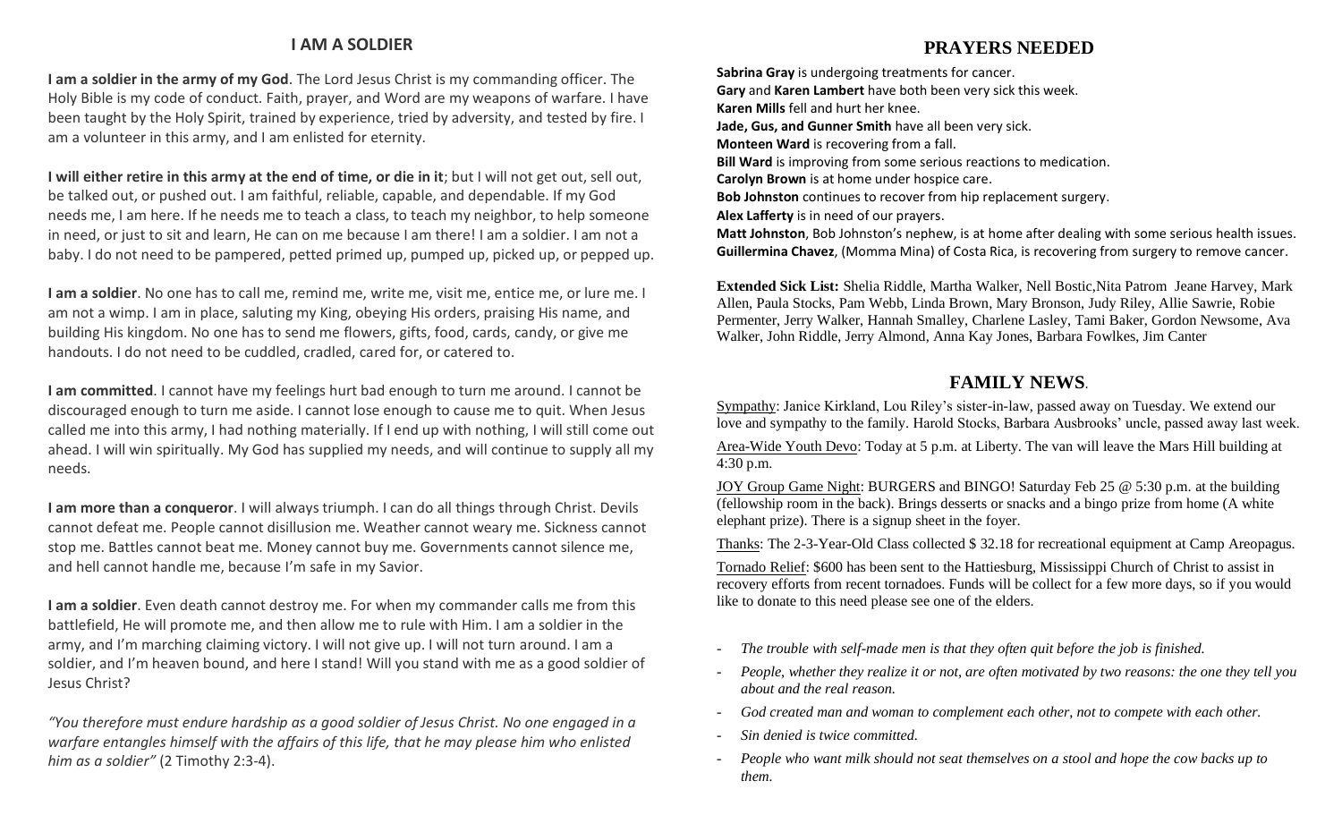## I AM A SOLDIER

**I am a soldier in the army of my God**. The Lord Jesus Christ is my commanding officer. The Holy Bible is my code of conduct. Faith, prayer, and Word are my weapons of warfare. I have been taught by the Holy Spirit, trained by experience, tried by adversity, and tested by fire. I am a volunteer in this army, and I am enlisted for eternity.

**I will either retire in this army at the end of time, or die in it**; but I will not get out, sell out, be talked out, or pushed out. I am faithful, reliable, capable, and dependable. If my God needs me, I am here. If he needs me to teach a class, to teach my neighbor, to help someone in need, or just to sit and learn, He can on me because I am there! I am a soldier. I am not a baby. I do not need to be pampered, petted primed up, pumped up, picked up, or pepped up.

**I am a soldier**. No one has to call me, remind me, write me, visit me, entice me, or lure me. I am not a wimp. I am in place, saluting my King, obeying His orders, praising His name, and building His kingdom. No one has to send me flowers, gifts, food, cards, candy, or give me handouts. I do not need to be cuddled, cradled, cared for, or catered to.

**I am committed**. I cannot have my feelings hurt bad enough to turn me around. I cannot be discouraged enough to turn me aside. I cannot lose enough to cause me to quit. When Jesus called me into this army, I had nothing materially. If I end up with nothing, I will still come out ahead. I will win spiritually. My God has supplied my needs, and will continue to supply all my needs.

**I am more than a conqueror**. I will always triumph. I can do all things through Christ. Devils cannot defeat me. People cannot disillusion me. Weather cannot weary me. Sickness cannot stop me. Battles cannot beat me. Money cannot buy me. Governments cannot silence me, and hell cannot handle me, because I'm safe in my Savior.

**I am a soldier**. Even death cannot destroy me. For when my commander calls me from this battlefield, He will promote me, and then allow me to rule with Him. I am a soldier in the army, and I'm marching claiming victory. I will not give up. I will not turn around. I am a soldier, and I'm heaven bound, and here I stand! Will you stand with me as a good soldier of Jesus Christ?

*"You therefore must endure hardship as a good soldier of Jesus Christ. No one engaged in a warfare entangles himself with the affairs of this life, that he may please him who enlisted him as a soldier"* (2 Timothy 2:3-4).

## PRAYERS NEEDED

**Sabrina Gray** is undergoing treatments for cancer.
**Gary** and **Karen Lambert** have both been very sick this week.
**Karen Mills** fell and hurt her knee.
**Jade, Gus, and Gunner Smith** have all been very sick.
**Monteen Ward** is recovering from a fall.
**Bill Ward** is improving from some serious reactions to medication.
**Carolyn Brown** is at home under hospice care.
**Bob Johnston** continues to recover from hip replacement surgery.
**Alex Lafferty** is in need of our prayers.
**Matt Johnston**, Bob Johnston's nephew, is at home after dealing with some serious health issues.
**Guillermina Chavez**, (Momma Mina) of Costa Rica, is recovering from surgery to remove cancer.

**Extended Sick List:** Shelia Riddle, Martha Walker, Nell Bostic,Nita Patrom Jeane Harvey, Mark Allen, Paula Stocks, Pam Webb, Linda Brown, Mary Bronson, Judy Riley, Allie Sawrie, Robie Permenter, Jerry Walker, Hannah Smalley, Charlene Lasley, Tami Baker, Gordon Newsome, Ava Walker, John Riddle, Jerry Almond, Anna Kay Jones, Barbara Fowlkes, Jim Canter

## FAMILY NEWS.

Sympathy: Janice Kirkland, Lou Riley's sister-in-law, passed away on Tuesday. We extend our love and sympathy to the family. Harold Stocks, Barbara Ausbrooks' uncle, passed away last week.

Area-Wide Youth Devo: Today at 5 p.m. at Liberty. The van will leave the Mars Hill building at 4:30 p.m.

JOY Group Game Night: BURGERS and BINGO! Saturday Feb 25 @ 5:30 p.m. at the building (fellowship room in the back). Brings desserts or snacks and a bingo prize from home (A white elephant prize). There is a signup sheet in the foyer.

Thanks: The 2-3-Year-Old Class collected $ 32.18 for recreational equipment at Camp Areopagus.

Tornado Relief: $600 has been sent to the Hattiesburg, Mississippi Church of Christ to assist in recovery efforts from recent tornadoes. Funds will be collect for a few more days, so if you would like to donate to this need please see one of the elders.

- *The trouble with self-made men is that they often quit before the job is finished.*
- *People, whether they realize it or not, are often motivated by two reasons: the one they tell you about and the real reason.*
- *God created man and woman to complement each other, not to compete with each other.*
- *Sin denied is twice committed.*
- *People who want milk should not seat themselves on a stool and hope the cow backs up to them.*